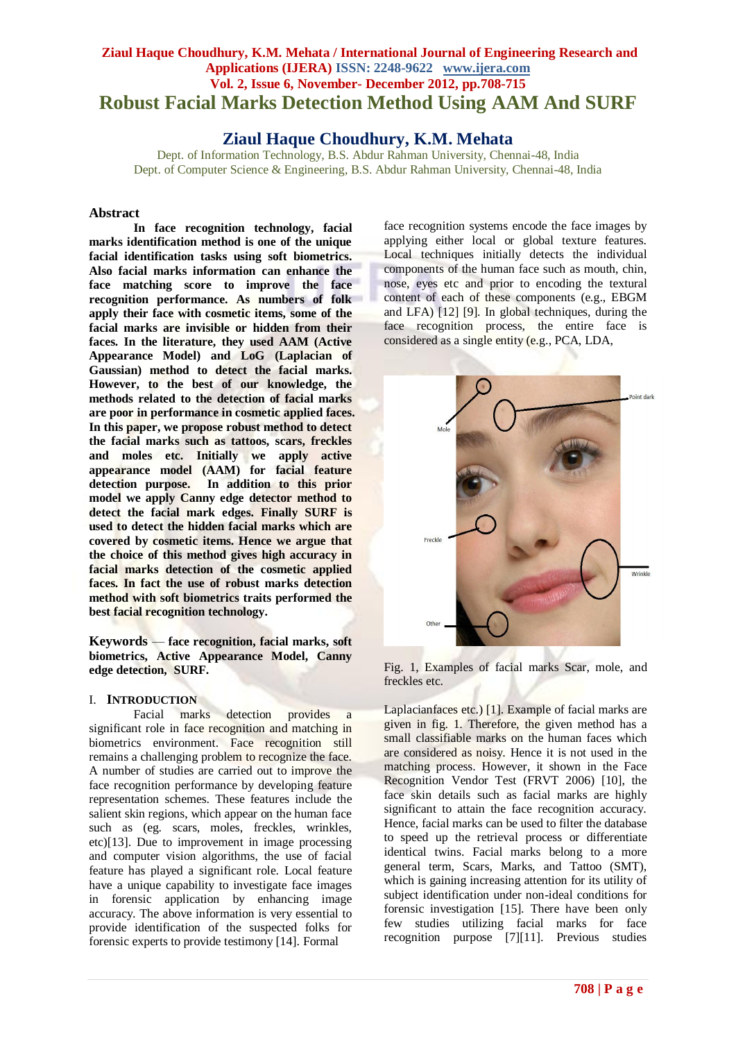Ziaul Haque Choudhury, K.M. Mehata / International Journal of Engineering Research and Applications (IJERA) ISSN: 2248-9622 www.ijera.com

# Robust Facial Marks Detection Method Using AAM And SURF

## Ziaul Haque Choudhury, K.M. Mehata

Dept. of Information Technology, B.S. Abdur Rahman University, Chennai-48, India
Dept. of Computer Science & Engineering, B.S. Abdur Rahman University, Chennai-48, India

### Abstract

**In face recognition technology, facial marks identification method is one of the unique facial identification tasks using soft biometrics. Also facial marks information can enhance the face matching score to improve the face recognition performance. As numbers of folk apply their face with cosmetic items, some of the facial marks are invisible or hidden from their faces. In the literature, they used AAM (Active Appearance Model) and LoG (Laplacian of Gaussian) method to detect the facial marks. However, to the best of our knowledge, the methods related to the detection of facial marks are poor in performance in cosmetic applied faces. In this paper, we propose robust method to detect the facial marks such as tattoos, scars, freckles and moles etc. Initially we apply active appearance model (AAM) for facial feature detection purpose. In addition to this prior model we apply Canny edge detector method to detect the facial mark edges. Finally SURF is used to detect the hidden facial marks which are covered by cosmetic items. Hence we argue that the choice of this method gives high accuracy in facial marks detection of the cosmetic applied faces. In fact the use of robust marks detection method with soft biometrics traits performed the best facial recognition technology.**

**Keywords** — **face recognition, facial marks, soft biometrics, Active Appearance Model, Canny edge detection, SURF.**

## I. Introduction

Facial marks detection provides a significant role in face recognition and matching in biometrics environment. Face recognition still remains a challenging problem to recognize the face. A number of studies are carried out to improve the face recognition performance by developing feature representation schemes. These features include the salient skin regions, which appear on the human face such as (eg. scars, moles, freckles, wrinkles, etc)[13]. Due to improvement in image processing and computer vision algorithms, the use of facial feature has played a significant role. Local feature have a unique capability to investigate face images in forensic application by enhancing image accuracy. The above information is very essential to provide identification of the suspected folks for forensic experts to provide testimony [14]. Formal face recognition systems encode the face images by applying either local or global texture features. Local techniques initially detects the individual components of the human face such as mouth, chin, nose, eyes etc and prior to encoding the textural content of each of these components (e.g., EBGM and LFA) [12] [9]. In global techniques, during the face recognition process, the entire face is considered as a single entity (e.g., PCA, LDA, Laplacianfaces etc.) [1]. Example of facial marks are given in fig. 1. Therefore, the given method has a small classifiable marks on the human faces which are considered as noisy. Hence it is not used in the matching process. However, it shown in the Face Recognition Vendor Test (FRVT 2006) [10], the face skin details such as facial marks are highly significant to attain the face recognition accuracy. Hence, facial marks can be used to filter the database to speed up the retrieval process or differentiate identical twins. Facial marks belong to a more general term, Scars, Marks, and Tattoo (SMT), which is gaining increasing attention for its utility of subject identification under non-ideal conditions for forensic investigation [15]. There have been only few studies utilizing facial marks for face recognition purpose [7][11]. Previous studies

Fig. 1, Examples of facial marks Scar, mole, and freckles etc.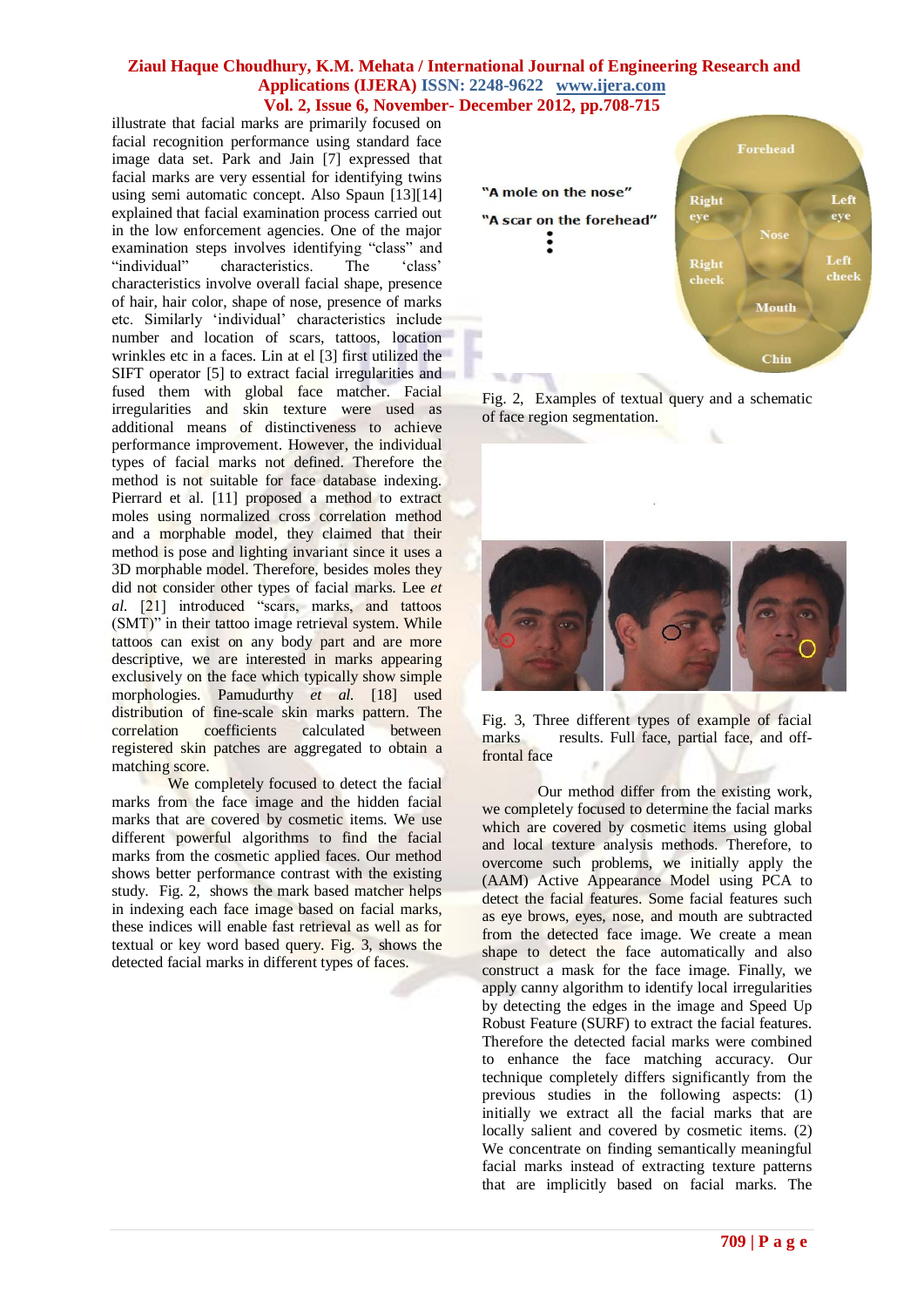illustrate that facial marks are primarily focused on facial recognition performance using standard face image data set. Park and Jain [7] expressed that facial marks are very essential for identifying twins using semi automatic concept. Also Spaun [13][14] explained that facial examination process carried out in the low enforcement agencies. One of the major examination steps involves identifying "class" and "individual" characteristics. The 'class' characteristics involve overall facial shape, presence of hair, hair color, shape of nose, presence of marks etc. Similarly 'individual' characteristics include number and location of scars, tattoos, location wrinkles etc in a faces. Lin at el [3] first utilized the SIFT operator [5] to extract facial irregularities and fused them with global face matcher. Facial irregularities and skin texture were used as additional means of distinctiveness to achieve performance improvement. However, the individual types of facial marks not defined. Therefore the method is not suitable for face database indexing. Pierrard et al. [11] proposed a method to extract moles using normalized cross correlation method and a morphable model, they claimed that their method is pose and lighting invariant since it uses a 3D morphable model. Therefore, besides moles they did not consider other types of facial marks. Lee *et al.* [21] introduced "scars, marks, and tattoos (SMT)" in their tattoo image retrieval system. While tattoos can exist on any body part and are more descriptive, we are interested in marks appearing exclusively on the face which typically show simple morphologies. Pamudurthy *et al.* [18] used distribution of fine-scale skin marks pattern. The correlation coefficients calculated between registered skin patches are aggregated to obtain a matching score.

We completely focused to detect the facial marks from the face image and the hidden facial marks that are covered by cosmetic items. We use different powerful algorithms to find the facial marks from the cosmetic applied faces. Our method shows better performance contrast with the existing study. Fig. 2, shows the mark based matcher helps in indexing each face image based on facial marks, these indices will enable fast retrieval as well as for textual or key word based query. Fig. 3, shows the detected facial marks in different types of faces.

"A mole on the nose"

"A scar on the forehead"

Fig. 2, Examples of textual query and a schematic of face region segmentation.

Fig. 3, Three different types of example of facial marks results. Full face, partial face, and off-frontal face

Our method differ from the existing work, we completely focused to determine the facial marks which are covered by cosmetic items using global and local texture analysis methods. Therefore, to overcome such problems, we initially apply the (AAM) Active Appearance Model using PCA to detect the facial features. Some facial features such as eye brows, eyes, nose, and mouth are subtracted from the detected face image. We create a mean shape to detect the face automatically and also construct a mask for the face image. Finally, we apply canny algorithm to identify local irregularities by detecting the edges in the image and Speed Up Robust Feature (SURF) to extract the facial features. Therefore the detected facial marks were combined to enhance the face matching accuracy. Our technique completely differs significantly from the previous studies in the following aspects: (1) initially we extract all the facial marks that are locally salient and covered by cosmetic items. (2) We concentrate on finding semantically meaningful facial marks instead of extracting texture patterns that are implicitly based on facial marks. The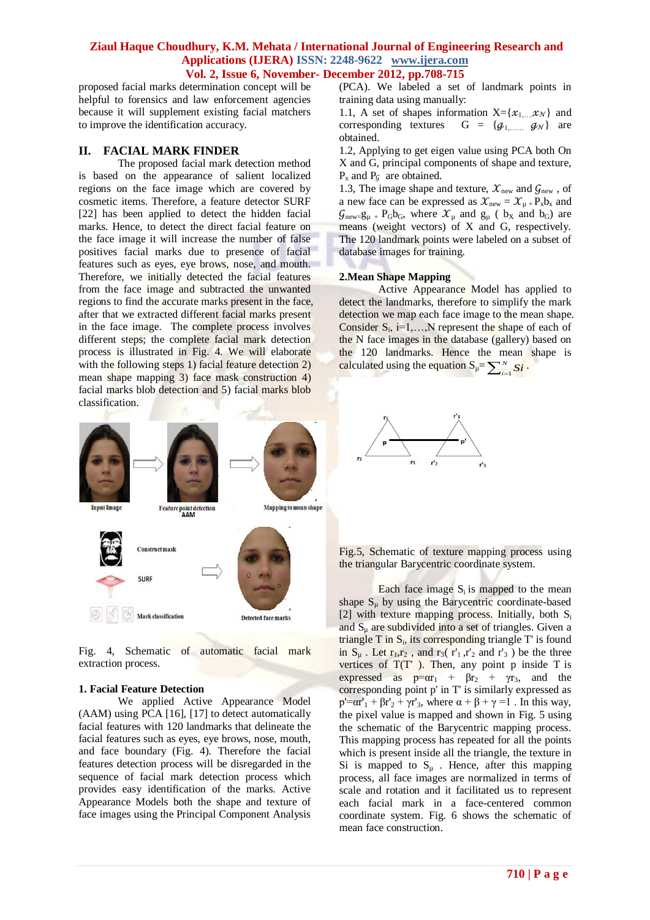proposed facial marks determination concept will be helpful to forensics and law enforcement agencies because it will supplement existing facial matchers to improve the identification accuracy.

## II. FACIAL MARK FINDER

The proposed facial mark detection method is based on the appearance of salient localized regions on the face image which are covered by cosmetic items. Therefore, a feature detector SURF [22] has been applied to detect the hidden facial marks. Hence, to detect the direct facial feature on the face image it will increase the number of false positives facial marks due to presence of facial features such as eyes, eye brows, nose, and mouth. Therefore, we initially detected the facial features from the face image and subtracted the unwanted regions to find the accurate marks present in the face, after that we extracted different facial marks present in the face image. The complete process involves different steps; the complete facial mark detection process is illustrated in Fig. 4. We will elaborate with the following steps 1) facial feature detection 2) mean shape mapping 3) face mask construction 4) facial marks blob detection and 5) facial marks blob classification.

Fig. 4, Schematic of automatic facial mark extraction process.

### 1. Facial Feature Detection

We applied Active Appearance Model (AAM) using PCA [16], [17] to detect automatically facial features with 120 landmarks that delineate the facial features such as eyes, eye brows, nose, mouth, and face boundary (Fig. 4). Therefore the facial features detection process will be disregarded in the sequence of facial mark detection process which provides easy identification of the marks. Active Appearance Models both the shape and texture of face images using the Principal Component Analysis (PCA). We labeled a set of landmark points in training data using manually:

1.1, A set of shapes information $X=\{\mathcal{X}_1, \ldots \mathcal{X}_N\}$ and corresponding textures $G = \{\mathcal{G}_1, \ldots \mathcal{G}_N\}$ are obtained.

1.2, Applying to get eigen value using PCA both On X and G, principal components of shape and texture, $P_x$ and $P_{\mathcal{G}}$ are obtained.

1.3, The image shape and texture, $\mathcal{X}_{new}$ and $\mathcal{G}_{new}$ , of a new face can be expressed as $\mathcal{X}_{new} = \mathcal{X}_{\mu} + P_x b_x$ and $\mathcal{G}_{new} = g_{\mu} + P_G b_G$, where $\mathcal{X}_{\mu}$ and $g_{\mu}$ ( $b_X$ and $b_G$) are means (weight vectors) of X and G, respectively. The 120 landmark points were labeled on a subset of database images for training.

### 2.Mean Shape Mapping

Active Appearance Model has applied to detect the landmarks, therefore to simplify the mark detection we map each face image to the mean shape. Consider $S_i$, i=1,…,N represent the shape of each of the N face images in the database (gallery) based on the 120 landmarks. Hence the mean shape is calculated using the equation $S_{\mu} = \sum_{i=1}^{N} Si$ .

Fig.5, Schematic of texture mapping process using the triangular Barycentric coordinate system.

Each face image $S_i$ is mapped to the mean shape $S_{\mu}$ by using the Barycentric coordinate-based [2] with texture mapping process. Initially, both $S_i$ and $S_{\mu}$ are subdivided into a set of triangles. Given a triangle T in $S_i$, its corresponding triangle T' is found in $S_{\mu}$ . Let $r_1$,$r_2$ , and $r_3$( $r'_1$ ,$r'_2$ and $r'_3$ ) be the three vertices of T(T' ). Then, any point p inside T is expressed as $p=\alpha r_1 + \beta r_2 + \gamma r_3$, and the corresponding point p' in T' is similarly expressed as $p'=\alpha r'_1 + \beta r'_2 + \gamma r'_3$, where $\alpha + \beta + \gamma = 1$ . In this way, the pixel value is mapped and shown in Fig. 5 using the schematic of the Barycentric mapping process. This mapping process has repeated for all the points which is present inside all the triangle, the texture in Si is mapped to $S_{\mu}$ . Hence, after this mapping process, all face images are normalized in terms of scale and rotation and it facilitated us to represent each facial mark in a face-centered common coordinate system. Fig. 6 shows the schematic of mean face construction.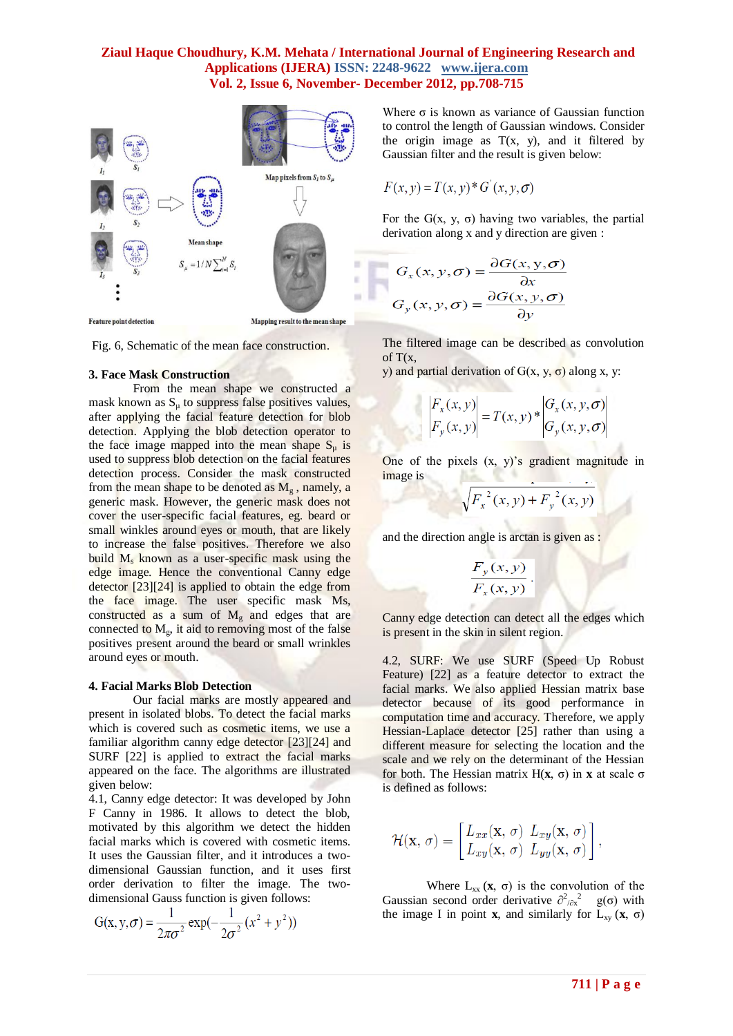Fig. 6, Schematic of the mean face construction.

### 3. Face Mask Construction

From the mean shape we constructed a mask known as $S_\mu$ to suppress false positives values, after applying the facial feature detection for blob detection. Applying the blob detection operator to the face image mapped into the mean shape $S_\mu$ is used to suppress blob detection on the facial features detection process. Consider the mask constructed from the mean shape to be denoted as $M_g$, namely, a generic mask. However, the generic mask does not cover the user-specific facial features, eg. beard or small winkles around eyes or mouth, that are likely to increase the false positives. Therefore we also build $M_s$ known as a user-specific mask using the edge image. Hence the conventional Canny edge detector [23][24] is applied to obtain the edge from the face image. The user specific mask Ms, constructed as a sum of $M_g$ and edges that are connected to $M_g$, it aid to removing most of the false positives present around the beard or small wrinkles around eyes or mouth.

### 4. Facial Marks Blob Detection

Our facial marks are mostly appeared and present in isolated blobs. To detect the facial marks which is covered such as cosmetic items, we use a familiar algorithm canny edge detector [23][24] and SURF [22] is applied to extract the facial marks appeared on the face. The algorithms are illustrated given below:

4.1, Canny edge detector: It was developed by John F Canny in 1986. It allows to detect the blob, motivated by this algorithm we detect the hidden facial marks which is covered with cosmetic items. It uses the Gaussian filter, and it introduces a two-dimensional Gaussian function, and it uses first order derivation to filter the image. The two-dimensional Gauss function is given follows:

$$G(x, y, \sigma) = \frac{1}{2\pi\sigma^2}\exp\left(-\frac{1}{2\sigma^2}(x^2 + y^2)\right)$$

Where σ is known as variance of Gaussian function to control the length of Gaussian windows. Consider the origin image as T(x, y), and it filtered by Gaussian filter and the result is given below:

$$F(x, y) = T(x, y) * G'(x, y, \sigma)$$

For the G(x, y, σ) having two variables, the partial derivation along x and y direction are given :

$$G_x(x, y, \sigma) = \frac{\partial G(x, y, \sigma)}{\partial x}$$
$$G_y(x, y, \sigma) = \frac{\partial G(x, y, \sigma)}{\partial y}$$

The filtered image can be described as convolution of T(x,
y) and partial derivation of G(x, y, σ) along x, y:

$$\begin{vmatrix} F_x(x, y) \\ F_y(x, y) \end{vmatrix} = T(x, y) * \begin{vmatrix} G_x(x, y, \sigma) \\ G_y(x, y, \sigma) \end{vmatrix}$$

One of the pixels (x, y)'s gradient magnitude in image is

$$\sqrt{F_x^{\,2}(x, y) + F_y^{\,2}(x, y)}$$

and the direction angle is arctan is given as :

$$\frac{F_y(x, y)}{F_x(x, y)}$$

Canny edge detection can detect all the edges which is present in the skin in silent region.

4.2, SURF: We use SURF (Speed Up Robust Feature) [22] as a feature detector to extract the facial marks. We also applied Hessian matrix base detector because of its good performance in computation time and accuracy. Therefore, we apply Hessian-Laplace detector [25] rather than using a different measure for selecting the location and the scale and we rely on the determinant of the Hessian for both. The Hessian matrix H(**x**, σ) in **x** at scale σ is defined as follows:

$$\mathcal{H}(\mathbf{x}, \sigma) = \begin{bmatrix} L_{xx}(\mathbf{x}, \sigma) & L_{xy}(\mathbf{x}, \sigma) \\ L_{xy}(\mathbf{x}, \sigma) & L_{yy}(\mathbf{x}, \sigma) \end{bmatrix},$$

Where $L_{xx}$ (**x**, σ) is the convolution of the Gaussian second order derivative $\partial^2/\partial x^2$ g(σ) with the image I in point **x**, and similarly for $L_{xy}$ (**x**, σ)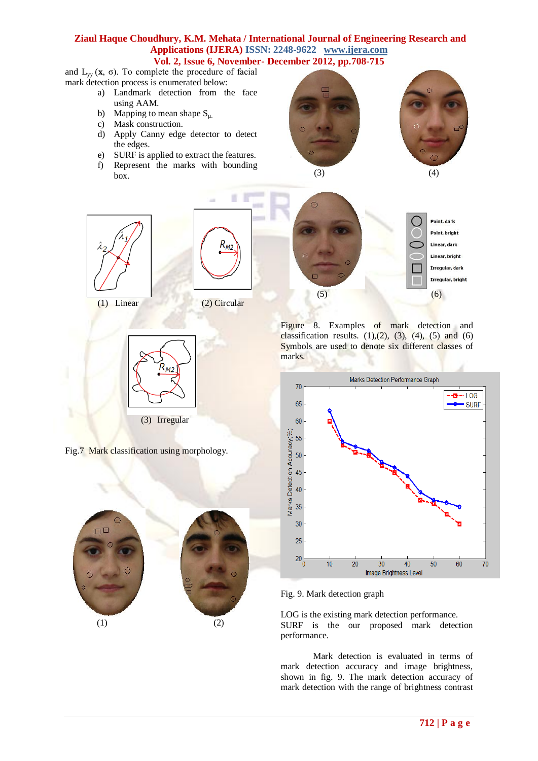and $L_{yy}$ ($\mathbf{x}$, σ). To complete the procedure of facial mark detection process is enumerated below:

a) Landmark detection from the face using AAM.
b) Mapping to mean shape $S_{\mu}$.
c) Mask construction.
d) Apply Canny edge detector to detect the edges.
e) SURF is applied to extract the features.
f) Represent the marks with bounding box.

(1) Linear (2) Circular

(3) Irregular

Fig.7 Mark classification using morphology.

(1) (2)

(3) (4)

(5) (6)

Figure 8. Examples of mark detection and classification results. (1),(2), (3), (4), (5) and (6) Symbols are used to denote six different classes of marks.

Fig. 9. Mark detection graph

LOG is the existing mark detection performance. SURF is the our proposed mark detection performance.

Mark detection is evaluated in terms of mark detection accuracy and image brightness, shown in fig. 9. The mark detection accuracy of mark detection with the range of brightness contrast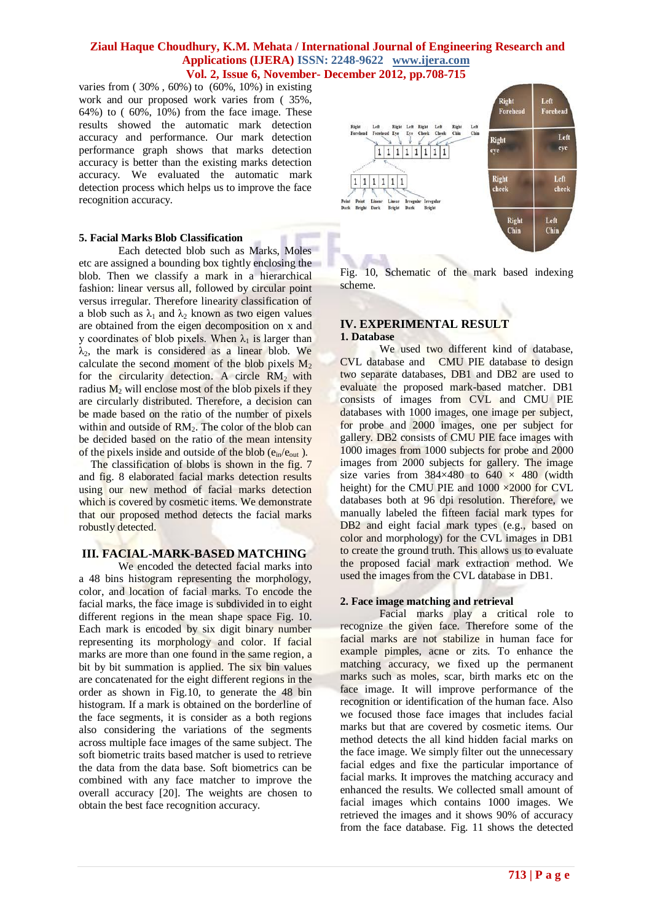varies from ( 30% , 60%) to (60%, 10%) in existing work and our proposed work varies from ( 35%, 64%) to ( 60%, 10%) from the face image. These results showed the automatic mark detection accuracy and performance. Our mark detection performance graph shows that marks detection accuracy is better than the existing marks detection accuracy. We evaluated the automatic mark detection process which helps us to improve the face recognition accuracy.

### 5. Facial Marks Blob Classification

Each detected blob such as Marks, Moles etc are assigned a bounding box tightly enclosing the blob. Then we classify a mark in a hierarchical fashion: linear versus all, followed by circular point versus irregular. Therefore linearity classification of a blob such as $\lambda_1$ and $\lambda_2$ known as two eigen values are obtained from the eigen decomposition on x and y coordinates of blob pixels. When $\lambda_1$ is larger than $\lambda_2$, the mark is considered as a linear blob. We calculate the second moment of the blob pixels $M_2$ for the circularity detection. A circle $RM_2$ with radius $M_2$ will enclose most of the blob pixels if they are circularly distributed. Therefore, a decision can be made based on the ratio of the number of pixels within and outside of $RM_2$. The color of the blob can be decided based on the ratio of the mean intensity of the pixels inside and outside of the blob ($e_{in}/e_{out}$ ).

The classification of blobs is shown in the fig. 7 and fig. 8 elaborated facial marks detection results using our new method of facial marks detection which is covered by cosmetic items. We demonstrate that our proposed method detects the facial marks robustly detected.

## III. FACIAL-MARK-BASED MATCHING

We encoded the detected facial marks into a 48 bins histogram representing the morphology, color, and location of facial marks. To encode the facial marks, the face image is subdivided in to eight different regions in the mean shape space Fig. 10. Each mark is encoded by six digit binary number representing its morphology and color. If facial marks are more than one found in the same region, a bit by bit summation is applied. The six bin values are concatenated for the eight different regions in the order as shown in Fig.10, to generate the 48 bin histogram. If a mark is obtained on the borderline of the face segments, it is consider as a both regions also considering the variations of the segments across multiple face images of the same subject. The soft biometric traits based matcher is used to retrieve the data from the data base. Soft biometrics can be combined with any face matcher to improve the overall accuracy [20]. The weights are chosen to obtain the best face recognition accuracy.

Fig. 10, Schematic of the mark based indexing scheme.

## IV. EXPERIMENTAL RESULT

### 1. Database

We used two different kind of database, CVL database and CMU PIE database to design two separate databases, DB1 and DB2 are used to evaluate the proposed mark-based matcher. DB1 consists of images from CVL and CMU PIE databases with 1000 images, one image per subject, for probe and 2000 images, one per subject for gallery. DB2 consists of CMU PIE face images with 1000 images from 1000 subjects for probe and 2000 images from 2000 subjects for gallery. The image size varies from 384×480 to 640 × 480 (width height) for the CMU PIE and 1000 ×2000 for CVL databases both at 96 dpi resolution. Therefore, we manually labeled the fifteen facial mark types for DB2 and eight facial mark types (e.g., based on color and morphology) for the CVL images in DB1 to create the ground truth. This allows us to evaluate the proposed facial mark extraction method. We used the images from the CVL database in DB1.

### 2. Face image matching and retrieval

Facial marks play a critical role to recognize the given face. Therefore some of the facial marks are not stabilize in human face for example pimples, acne or zits. To enhance the matching accuracy, we fixed up the permanent marks such as moles, scar, birth marks etc on the face image. It will improve performance of the recognition or identification of the human face. Also we focused those face images that includes facial marks but that are covered by cosmetic items. Our method detects the all kind hidden facial marks on the face image. We simply filter out the unnecessary facial edges and fixe the particular importance of facial marks. It improves the matching accuracy and enhanced the results. We collected small amount of facial images which contains 1000 images. We retrieved the images and it shows 90% of accuracy from the face database. Fig. 11 shows the detected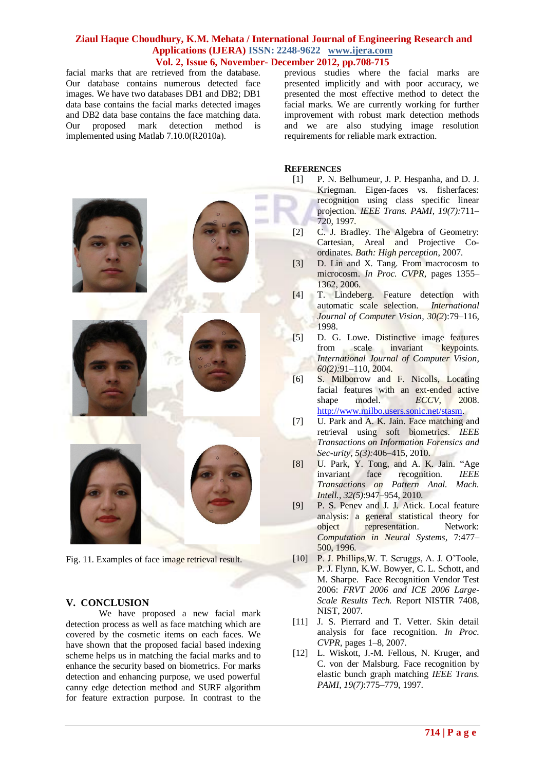facial marks that are retrieved from the database. Our database contains numerous detected face images. We have two databases DB1 and DB2; DB1 data base contains the facial marks detected images and DB2 data base contains the face matching data. Our proposed mark detection method is implemented using Matlab 7.10.0(R2010a).

Fig. 11. Examples of face image retrieval result.

## V. CONCLUSION

We have proposed a new facial mark detection process as well as face matching which are covered by the cosmetic items on each faces. We have shown that the proposed facial based indexing scheme helps us in matching the facial marks and to enhance the security based on biometrics. For marks detection and enhancing purpose, we used powerful canny edge detection method and SURF algorithm for feature extraction purpose. In contrast to the previous studies where the facial marks are presented implicitly and with poor accuracy, we presented the most effective method to detect the facial marks. We are currently working for further improvement with robust mark detection methods and we are also studying image resolution requirements for reliable mark extraction.

## REFERENCES

[1] P. N. Belhumeur, J. P. Hespanha, and D. J. Kriegman. Eigen-faces vs. fisherfaces: recognition using class specific linear projection. *IEEE Trans. PAMI, 19(7)*:711–720, 1997.

[2] C. J. Bradley. The Algebra of Geometry: Cartesian, Areal and Projective Co-ordinates. *Bath: High perception*, 2007.

[3] D. Lin and X. Tang. From macrocosm to microcosm. *In Proc. CVPR*, pages 1355–1362, 2006.

[4] T. Lindeberg. Feature detection with automatic scale selection. *International Journal of Computer Vision, 30(2)*:79–116, 1998.

[5] D. G. Lowe. Distinctive image features from scale invariant keypoints. *International Journal of Computer Vision, 60(2)*:91–110, 2004.

[6] S. Milborrow and F. Nicolls, Locating facial features with an ext-ended active shape model. *ECCV*, 2008. http://www.milbo.users.sonic.net/stasm.

[7] U. Park and A. K. Jain. Face matching and retrieval using soft biometrics. *IEEE Transactions on Information Forensics and Sec-urity, 5(3)*:406–415, 2010.

[8] U. Park, Y. Tong, and A. K. Jain. "Age invariant face recognition. *IEEE Transactions on Pattern Anal. Mach. Intell., 32(5)*:947–954, 2010.

[9] P. S. Penev and J. J. Atick. Local feature analysis: a general statistical theory for object representation. Network: *Computation in Neural Systems*, 7:477–500, 1996.

[10] P. J. Phillips,W. T. Scruggs, A. J. O'Toole, P. J. Flynn, K.W. Bowyer, C. L. Schott, and M. Sharpe. Face Recognition Vendor Test 2006: *FRVT 2006 and ICE 2006 Large-Scale Results Tech.* Report NISTIR 7408, NIST, 2007.

[11] J. S. Pierrard and T. Vetter. Skin detail analysis for face recognition. *In Proc. CVPR*, pages 1–8, 2007.

[12] L. Wiskott, J.-M. Fellous, N. Kruger, and C. von der Malsburg. Face recognition by elastic bunch graph matching *IEEE Trans. PAMI, 19(7)*:775–779, 1997.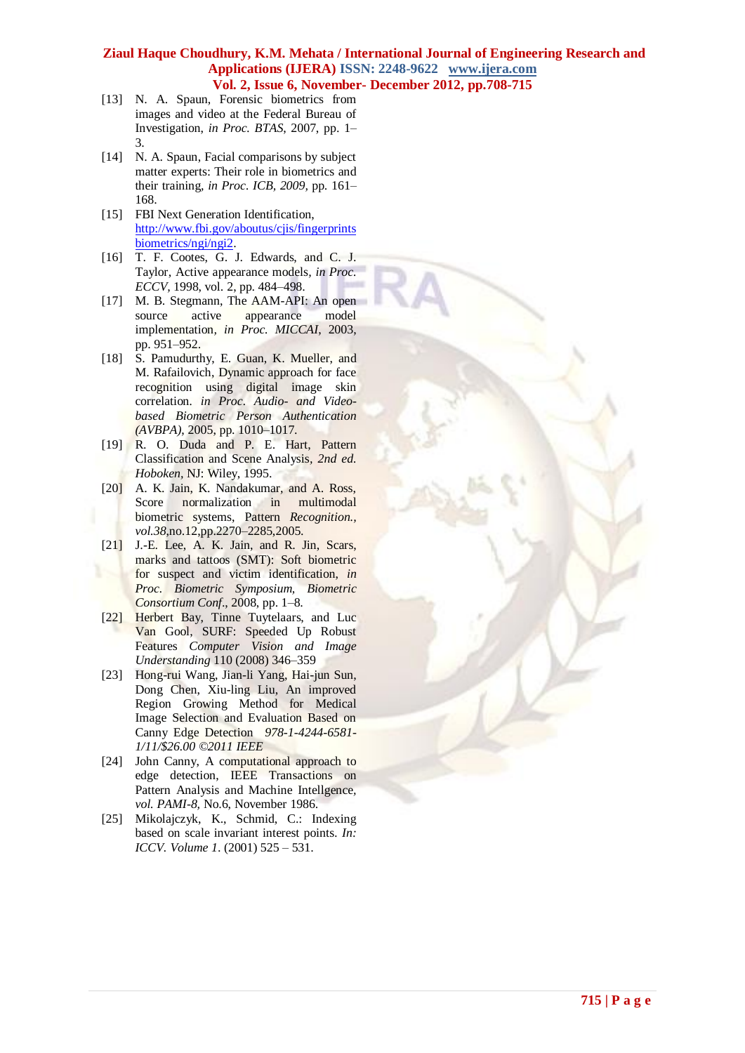[13] N. A. Spaun, Forensic biometrics from images and video at the Federal Bureau of Investigation, *in Proc. BTAS*, 2007, pp. 1–3.

[14] N. A. Spaun, Facial comparisons by subject matter experts: Their role in biometrics and their training, *in Proc. ICB, 2009*, pp. 161–168.

[15] FBI Next Generation Identification, http://www.fbi.gov/aboutus/cjis/fingerprints biometrics/ngi/ngi2.

[16] T. F. Cootes, G. J. Edwards, and C. J. Taylor, Active appearance models, *in Proc. ECCV*, 1998, vol. 2, pp. 484–498.

[17] M. B. Stegmann, The AAM-API: An open source active appearance model implementation, *in Proc. MICCAI*, 2003, pp. 951–952.

[18] S. Pamudurthy, E. Guan, K. Mueller, and M. Rafailovich, Dynamic approach for face recognition using digital image skin correlation. *in Proc. Audio- and Video-based Biometric Person Authentication (AVBPA)*, 2005, pp. 1010–1017.

[19] R. O. Duda and P. E. Hart, Pattern Classification and Scene Analysis, *2nd ed. Hoboken*, NJ: Wiley, 1995.

[20] A. K. Jain, K. Nandakumar, and A. Ross, Score normalization in multimodal biometric systems, Pattern *Recognition., vol.38*,no.12,pp.2270–2285,2005.

[21] J.-E. Lee, A. K. Jain, and R. Jin, Scars, marks and tattoos (SMT): Soft biometric for suspect and victim identification, *in Proc. Biometric Symposium, Biometric Consortium Conf.*, 2008, pp. 1–8.

[22] Herbert Bay, Tinne Tuytelaars, and Luc Van Gool, SURF: Speeded Up Robust Features *Computer Vision and Image Understanding* 110 (2008) 346–359

[23] Hong-rui Wang, Jian-li Yang, Hai-jun Sun, Dong Chen, Xiu-ling Liu, An improved Region Growing Method for Medical Image Selection and Evaluation Based on Canny Edge Detection *978-1-4244-6581-1/11/$26.00 ©2011 IEEE*

[24] John Canny, A computational approach to edge detection, IEEE Transactions on Pattern Analysis and Machine Intellgence, *vol. PAMI-8,* No.6, November 1986.

[25] Mikolajczyk, K., Schmid, C.: Indexing based on scale invariant interest points. *In: ICCV. Volume 1*. (2001) 525 – 531.